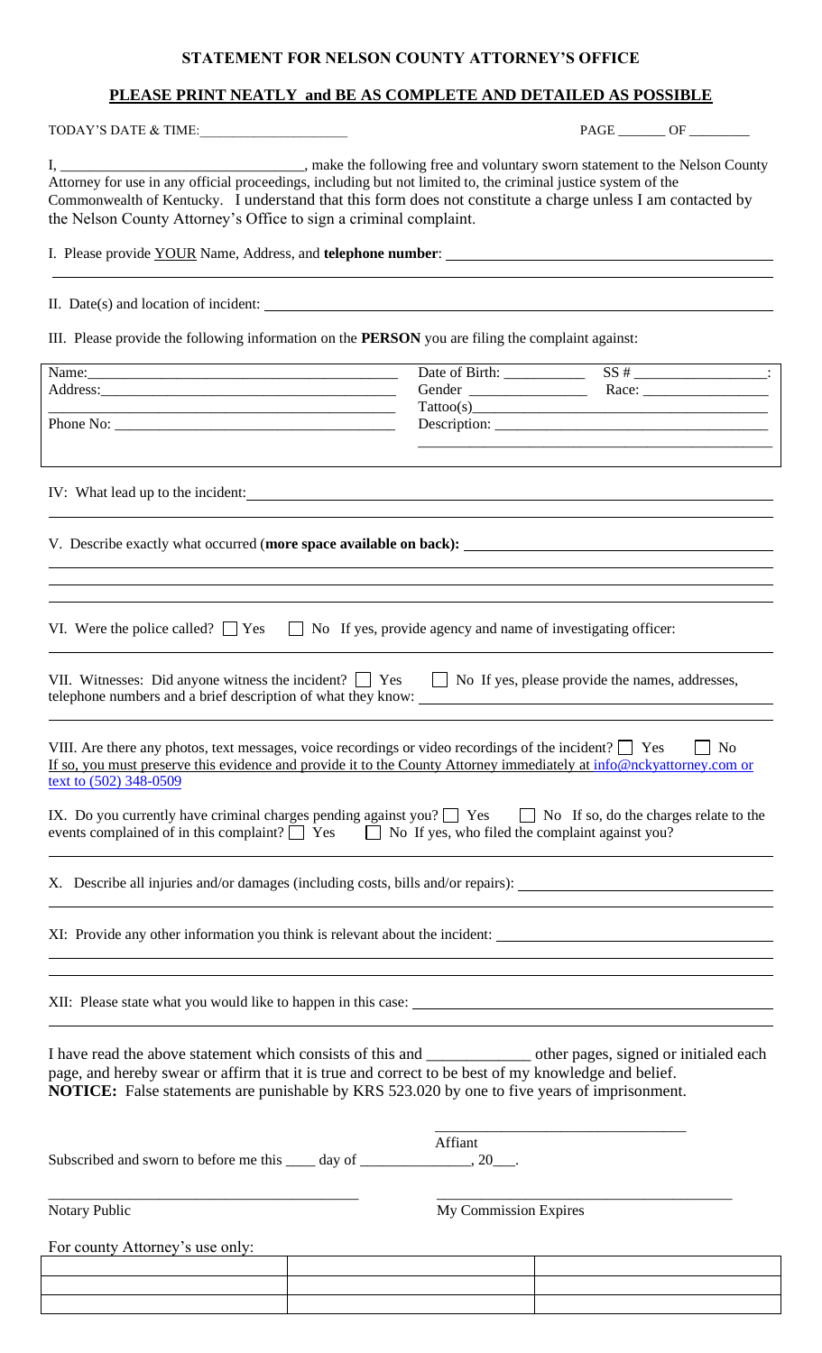# STATEMENT FOR NELSON COUNTY ATTORNEY'S OFFICE

## PLEASE PRINT NEATLY and BE AS COMPLETE AND DETAILED AS POSSIBLE

TODAY'S DATE & TIME:____________________ PAGE ______ OF ________

I, ______________________________, make the following free and voluntary sworn statement to the Nelson County Attorney for use in any official proceedings, including but not limited to, the criminal justice system of the Commonwealth of Kentucky. I understand that this form does not constitute a charge unless I am contacted by the Nelson County Attorney's Office to sign a criminal complaint.

I. Please provide YOUR Name, Address, and **telephone number**: ______________________________________

II. Date(s) and location of incident: ______________________________________

III. Please provide the following information on the **PERSON** you are filing the complaint against:

| | |
|---|---|
| Name:______________________________________ | Date of Birth: ___________ SS # ________________: |
| Address:____________________________________ | Gender _______________ Race: ________________ |
| ____________________________________________ | Tattoo(s)______________________________________ |
| Phone No: __________________________________ | Description: ___________________________________ |

IV: What lead up to the incident: ______________________________________

V. Describe exactly what occurred (**more space available on back):** ______________________________________

VI. Were the police called? ☐ Yes ☐ No If yes, provide agency and name of investigating officer:

VII. Witnesses: Did anyone witness the incident? ☐ Yes ☐ No If yes, please provide the names, addresses, telephone numbers and a brief description of what they know: ______________________________________

VIII. Are there any photos, text messages, voice recordings or video recordings of the incident? ☐ Yes ☐ No
If so, you must preserve this evidence and provide it to the County Attorney immediately at info@nckyattorney.com or text to (502) 348-0509

IX. Do you currently have criminal charges pending against you? ☐ Yes ☐ No If so, do the charges relate to the events complained of in this complaint? ☐ Yes ☐ No If yes, who filed the complaint against you?

X. Describe all injuries and/or damages (including costs, bills and/or repairs): ______________________________________

XI: Provide any other information you think is relevant about the incident: ______________________________________

XII: Please state what you would like to happen in this case: ______________________________________

I have read the above statement which consists of this and ____________ other pages, signed or initialed each page, and hereby swear or affirm that it is true and correct to be best of my knowledge and belief.
**NOTICE:** False statements are punishable by KRS 523.020 by one to five years of imprisonment.

________________________________
Affiant

Subscribed and sworn to before me this ____ day of ______________, 20___.

________________________________ ________________________________
Notary Public My Commission Expires

For county Attorney's use only:

| | | |
|---|---|---|
| | | |
| | | |
| | | |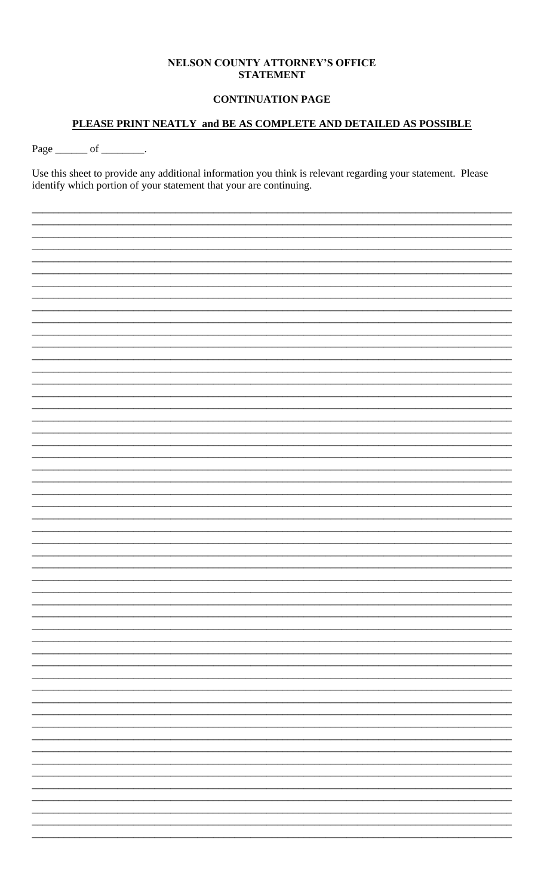**NELSON COUNTY ATTORNEY'S OFFICE**
**STATEMENT**

**CONTINUATION PAGE**

**PLEASE PRINT NEATLY and BE AS COMPLETE AND DETAILED AS POSSIBLE**

Page ______ of ________.

Use this sheet to provide any additional information you think is relevant regarding your statement. Please identify which portion of your statement that your are continuing.